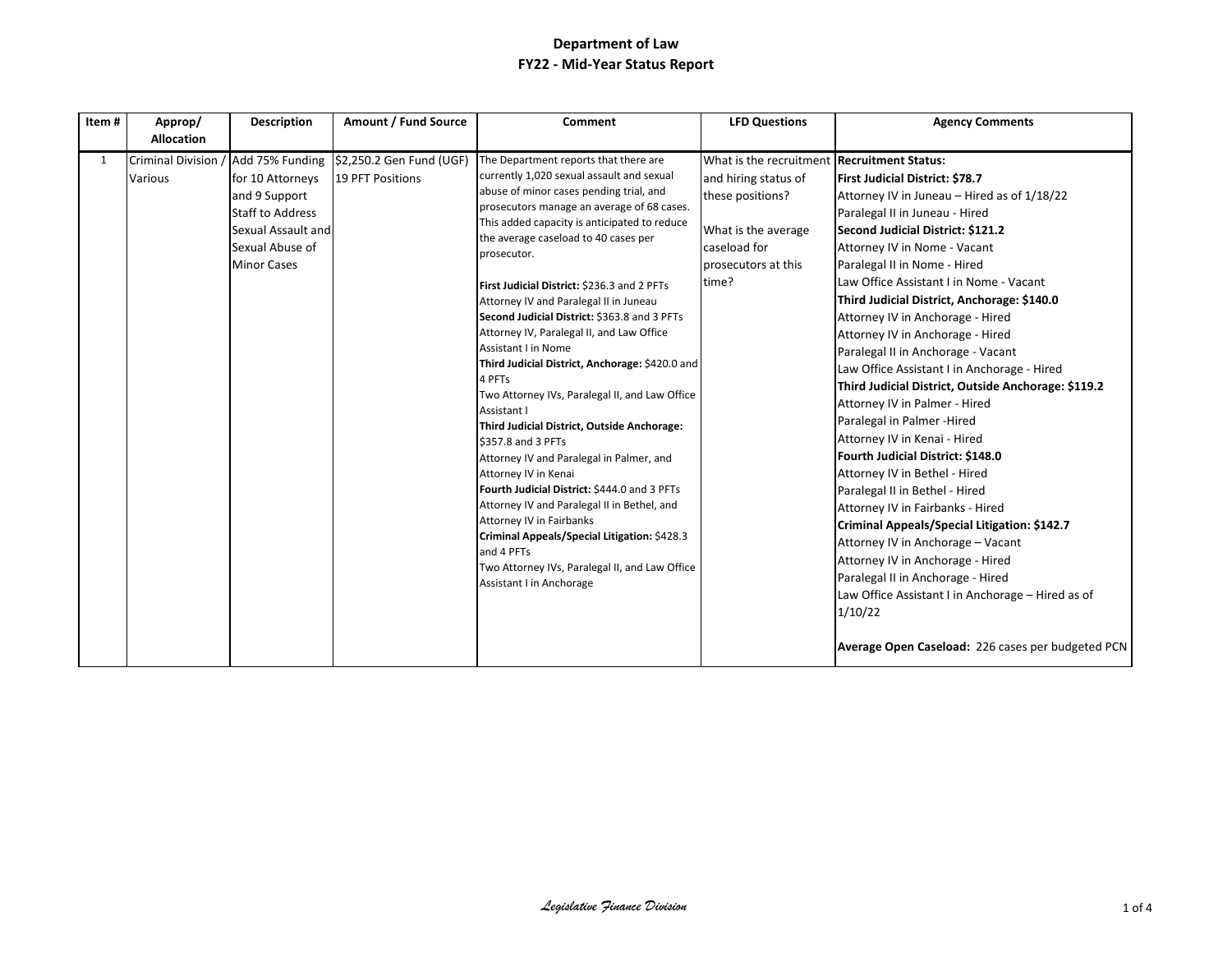# Department of Law
## FY22 - Mid-Year Status Report

| Item # | Approp/ Allocation | Description | Amount / Fund Source | Comment | LFD Questions | Agency Comments |
|---|---|---|---|---|---|---|
| 1 | Criminal Division / Various | Add 75% Funding for 10 Attorneys and 9 Support Staff to Address Sexual Assault and Sexual Abuse of Minor Cases | $2,250.2 Gen Fund (UGF) 19 PFT Positions | The Department reports that there are currently 1,020 sexual assault and sexual abuse of minor cases pending trial, and prosecutors manage an average of 68 cases. This added capacity is anticipated to reduce the average caseload to 40 cases per prosecutor.<br><br>**First Judicial District:** $236.3 and 2 PFTs<br>Attorney IV and Paralegal II in Juneau<br>**Second Judicial District:** $363.8 and 3 PFTs<br>Attorney IV, Paralegal II, and Law Office Assistant I in Nome<br>**Third Judicial District, Anchorage:** $420.0 and 4 PFTs<br>Two Attorney IVs, Paralegal II, and Law Office Assistant I<br>**Third Judicial District, Outside Anchorage:** $357.8 and 3 PFTs<br>Attorney IV and Paralegal in Palmer, and Attorney IV in Kenai<br>**Fourth Judicial District:** $444.0 and 3 PFTs<br>Attorney IV and Paralegal II in Bethel, and Attorney IV in Fairbanks<br>**Criminal Appeals/Special Litigation:** $428.3 and 4 PFTs<br>Two Attorney IVs, Paralegal II, and Law Office Assistant I in Anchorage | What is the recruitment and hiring status of these positions?<br><br>What is the average caseload for prosecutors at this time? | **Recruitment Status:**<br>**First Judicial District: $78.7**<br>Attorney IV in Juneau – Hired as of 1/18/22<br>Paralegal II in Juneau - Hired<br>**Second Judicial District: $121.2**<br>Attorney IV in Nome - Vacant<br>Paralegal II in Nome - Hired<br>Law Office Assistant I in Nome - Vacant<br>**Third Judicial District, Anchorage: $140.0**<br>Attorney IV in Anchorage - Hired<br>Attorney IV in Anchorage - Hired<br>Paralegal II in Anchorage - Vacant<br>Law Office Assistant I in Anchorage - Hired<br>**Third Judicial District, Outside Anchorage: $119.2**<br>Attorney IV in Palmer - Hired<br>Paralegal in Palmer -Hired<br>Attorney IV in Kenai - Hired<br>**Fourth Judicial District: $148.0**<br>Attorney IV in Bethel - Hired<br>Paralegal II in Bethel - Hired<br>Attorney IV in Fairbanks - Hired<br>**Criminal Appeals/Special Litigation: $142.7**<br>Attorney IV in Anchorage – Vacant<br>Attorney IV in Anchorage - Hired<br>Paralegal II in Anchorage - Hired<br>Law Office Assistant I in Anchorage – Hired as of 1/10/22<br><br>**Average Open Caseload:** 226 cases per budgeted PCN |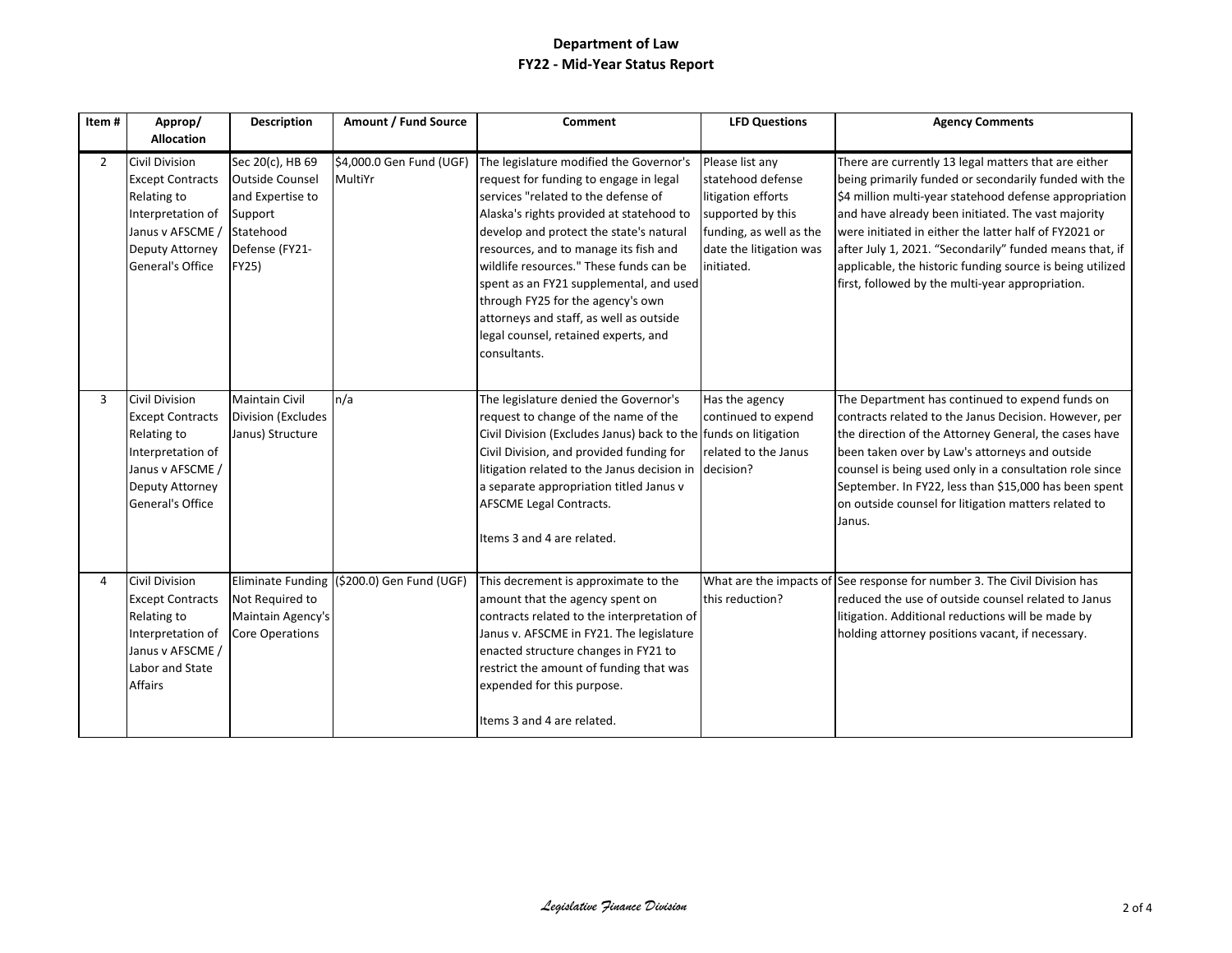# Department of Law
## FY22 - Mid-Year Status Report

| Item # | Approp/ Allocation | Description | Amount / Fund Source | Comment | LFD Questions | Agency Comments |
|---|---|---|---|---|---|---|
| 2 | Civil Division Except Contracts Relating to Interpretation of Janus v AFSCME / Deputy Attorney General's Office | Sec 20(c), HB 69 Outside Counsel and Expertise to Support Statehood Defense (FY21-FY25) | $4,000.0 Gen Fund (UGF) MultiYr | The legislature modified the Governor's request for funding to engage in legal services "related to the defense of Alaska's rights provided at statehood to develop and protect the state's natural resources, and to manage its fish and wildlife resources." These funds can be spent as an FY21 supplemental, and used through FY25 for the agency's own attorneys and staff, as well as outside legal counsel, retained experts, and consultants. | Please list any statehood defense litigation efforts supported by this funding, as well as the date the litigation was initiated. | There are currently 13 legal matters that are either being primarily funded or secondarily funded with the $4 million multi-year statehood defense appropriation and have already been initiated. The vast majority were initiated in either the latter half of FY2021 or after July 1, 2021. "Secondarily" funded means that, if applicable, the historic funding source is being utilized first, followed by the multi-year appropriation. |
| 3 | Civil Division Except Contracts Relating to Interpretation of Janus v AFSCME / Deputy Attorney General's Office | Maintain Civil Division (Excludes Janus) Structure | n/a | The legislature denied the Governor's request to change of the name of the Civil Division (Excludes Janus) back to the Civil Division, and provided funding for litigation related to the Janus decision in a separate appropriation titled Janus v AFSCME Legal Contracts.<br><br>Items 3 and 4 are related. | Has the agency continued to expend funds on litigation related to the Janus decision? | The Department has continued to expend funds on contracts related to the Janus Decision. However, per the direction of the Attorney General, the cases have been taken over by Law's attorneys and outside counsel is being used only in a consultation role since September. In FY22, less than $15,000 has been spent on outside counsel for litigation matters related to Janus. |
| 4 | Civil Division Except Contracts Relating to Interpretation of Janus v AFSCME / Labor and State Affairs | Eliminate Funding Not Required to Maintain Agency's Core Operations | ($200.0) Gen Fund (UGF) | This decrement is approximate to the amount that the agency spent on contracts related to the interpretation of Janus v. AFSCME in FY21. The legislature enacted structure changes in FY21 to restrict the amount of funding that was expended for this purpose.<br><br>Items 3 and 4 are related. | What are the impacts of this reduction? | See response for number 3. The Civil Division has reduced the use of outside counsel related to Janus litigation. Additional reductions will be made by holding attorney positions vacant, if necessary. |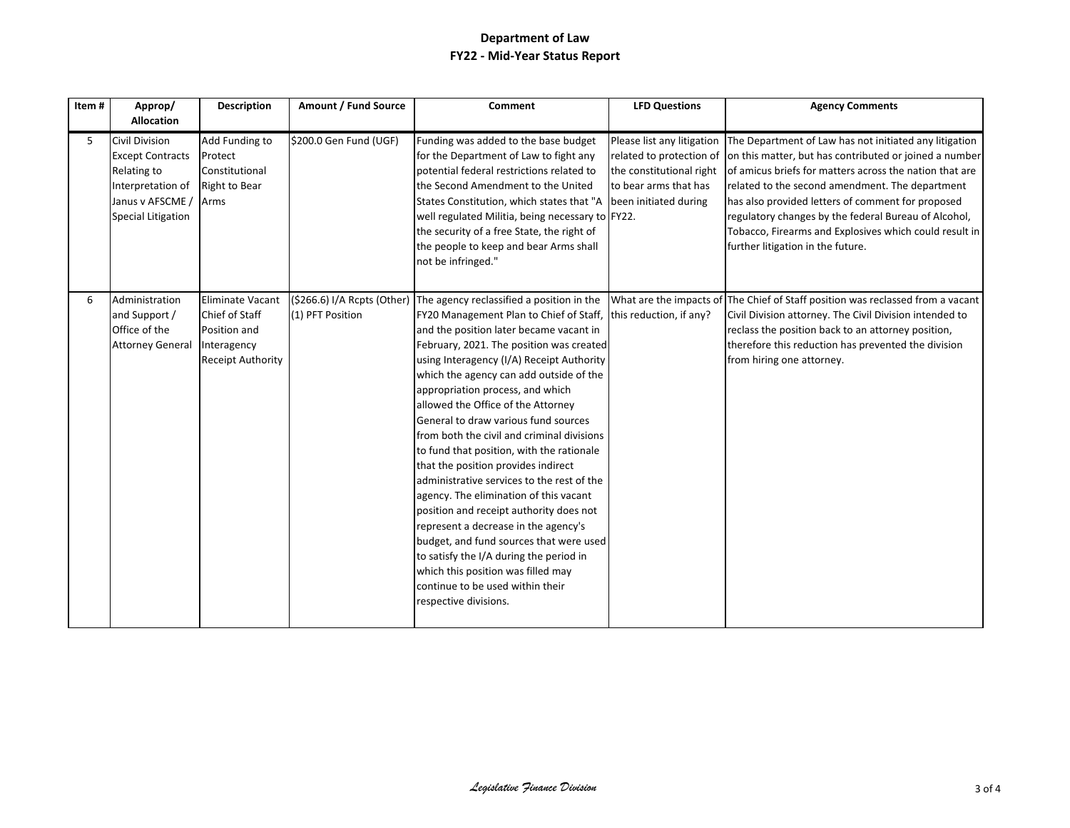# Department of Law

## FY22 - Mid-Year Status Report

| Item # | Approp/ Allocation | Description | Amount / Fund Source | Comment | LFD Questions | Agency Comments |
|---|---|---|---|---|---|---|
| 5 | Civil Division Except Contracts Relating to Interpretation of Janus v AFSCME / Special Litigation | Add Funding to Protect Constitutional Right to Bear Arms | $200.0 Gen Fund (UGF) | Funding was added to the base budget for the Department of Law to fight any potential federal restrictions related to the Second Amendment to the United States Constitution, which states that "A well regulated Militia, being necessary to the security of a free State, the right of the people to keep and bear Arms shall not be infringed." | Please list any litigation related to protection of the constitutional right to bear arms that has been initiated during FY22. | The Department of Law has not initiated any litigation on this matter, but has contributed or joined a number of amicus briefs for matters across the nation that are related to the second amendment. The department has also provided letters of comment for proposed regulatory changes by the federal Bureau of Alcohol, Tobacco, Firearms and Explosives which could result in further litigation in the future. |
| 6 | Administration and Support / Office of the Attorney General | Eliminate Vacant Chief of Staff Position and Interagency Receipt Authority | ($266.6) I/A Rcpts (Other) (1) PFT Position | The agency reclassified a position in the FY20 Management Plan to Chief of Staff, and the position later became vacant in February, 2021. The position was created using Interagency (I/A) Receipt Authority which the agency can add outside of the appropriation process, and which allowed the Office of the Attorney General to draw various fund sources from both the civil and criminal divisions to fund that position, with the rationale that the position provides indirect administrative services to the rest of the agency. The elimination of this vacant position and receipt authority does not represent a decrease in the agency's budget, and fund sources that were used to satisfy the I/A during the period in which this position was filled may continue to be used within their respective divisions. | What are the impacts of this reduction, if any? | The Chief of Staff position was reclassed from a vacant Civil Division attorney. The Civil Division intended to reclass the position back to an attorney position, therefore this reduction has prevented the division from hiring one attorney. |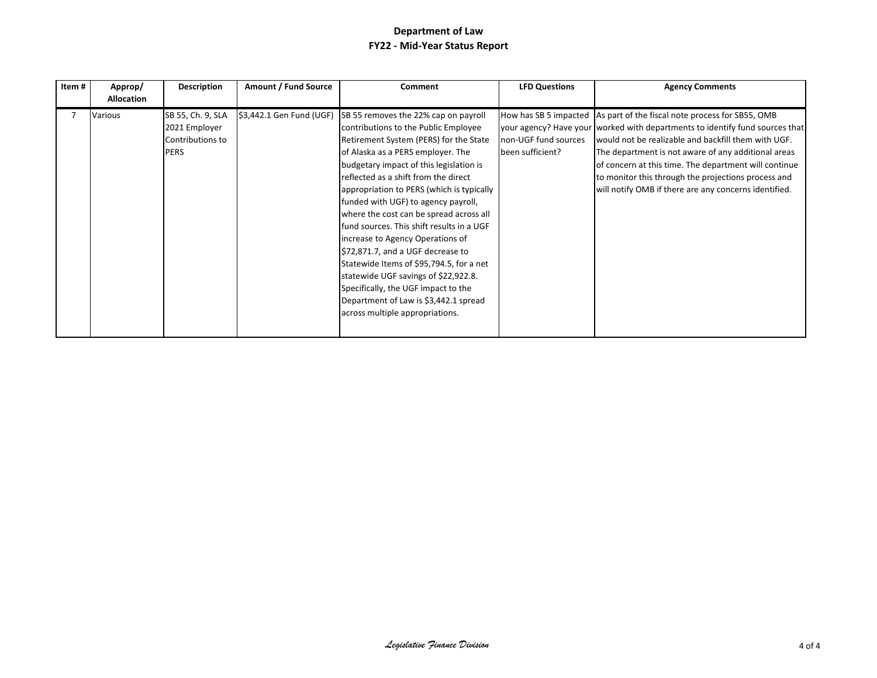# Department of Law
## FY22 - Mid-Year Status Report

| Item # | Approp/ Allocation | Description | Amount / Fund Source | Comment | LFD Questions | Agency Comments |
|---|---|---|---|---|---|---|
| 7 | Various | SB 55, Ch. 9, SLA 2021 Employer Contributions to PERS | $3,442.1 Gen Fund (UGF) | SB 55 removes the 22% cap on payroll contributions to the Public Employee Retirement System (PERS) for the State of Alaska as a PERS employer. The budgetary impact of this legislation is reflected as a shift from the direct appropriation to PERS (which is typically funded with UGF) to agency payroll, where the cost can be spread across all fund sources. This shift results in a UGF increase to Agency Operations of $72,871.7, and a UGF decrease to Statewide Items of $95,794.5, for a net statewide UGF savings of $22,922.8. Specifically, the UGF impact to the Department of Law is $3,442.1 spread across multiple appropriations. | How has SB 5 impacted your agency? Have your non-UGF fund sources been sufficient? | As part of the fiscal note process for SB55, OMB worked with departments to identify fund sources that would not be realizable and backfill them with UGF. The department is not aware of any additional areas of concern at this time. The department will continue to monitor this through the projections process and will notify OMB if there are any concerns identified. |

*Legislative Finance Division*